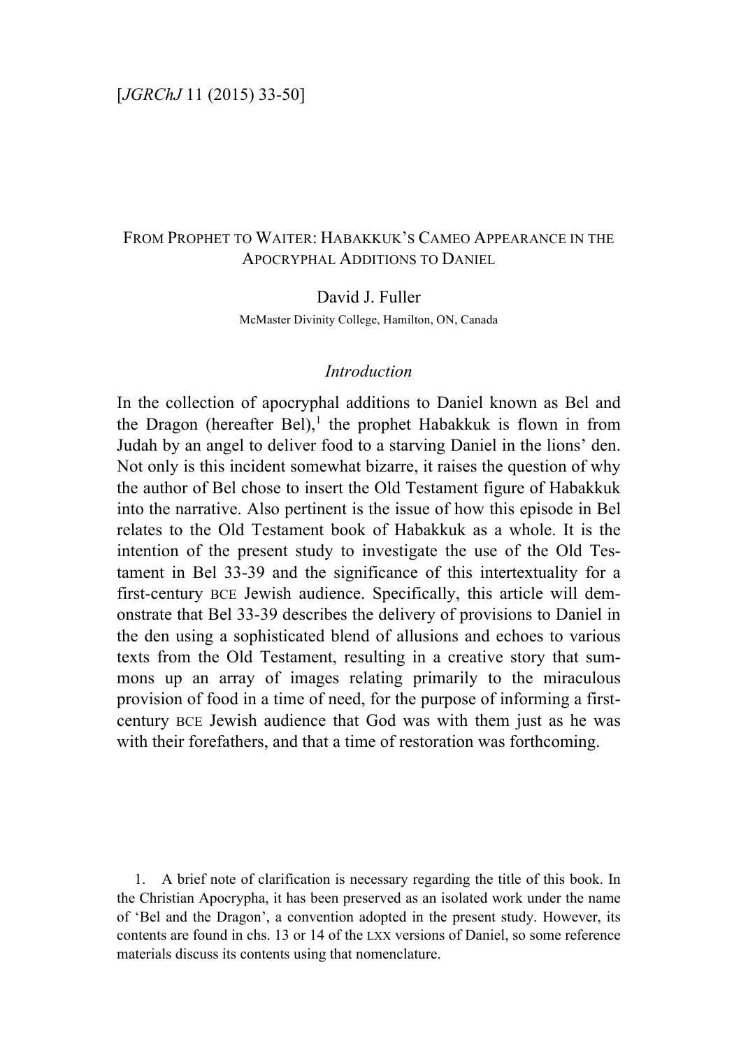# From Prophet to Waiter: Habakkuk's Cameo Appearance in the Apocryphal Additions to Daniel

David J. Fuller

McMaster Divinity College, Hamilton, ON, Canada

## *Introduction*

In the collection of apocryphal additions to Daniel known as Bel and the Dragon (hereafter Bel),[1] the prophet Habakkuk is flown in from Judah by an angel to deliver food to a starving Daniel in the lions' den. Not only is this incident somewhat bizarre, it raises the question of why the author of Bel chose to insert the Old Testament figure of Habakkuk into the narrative. Also pertinent is the issue of how this episode in Bel relates to the Old Testament book of Habakkuk as a whole. It is the intention of the present study to investigate the use of the Old Testament in Bel 33-39 and the significance of this intertextuality for a first-century BCE Jewish audience. Specifically, this article will demonstrate that Bel 33-39 describes the delivery of provisions to Daniel in the den using a sophisticated blend of allusions and echoes to various texts from the Old Testament, resulting in a creative story that summons up an array of images relating primarily to the miraculous provision of food in a time of need, for the purpose of informing a first-century BCE Jewish audience that God was with them just as he was with their forefathers, and that a time of restoration was forthcoming.

1. A brief note of clarification is necessary regarding the title of this book. In the Christian Apocrypha, it has been preserved as an isolated work under the name of 'Bel and the Dragon', a convention adopted in the present study. However, its contents are found in chs. 13 or 14 of the LXX versions of Daniel, so some reference materials discuss its contents using that nomenclature.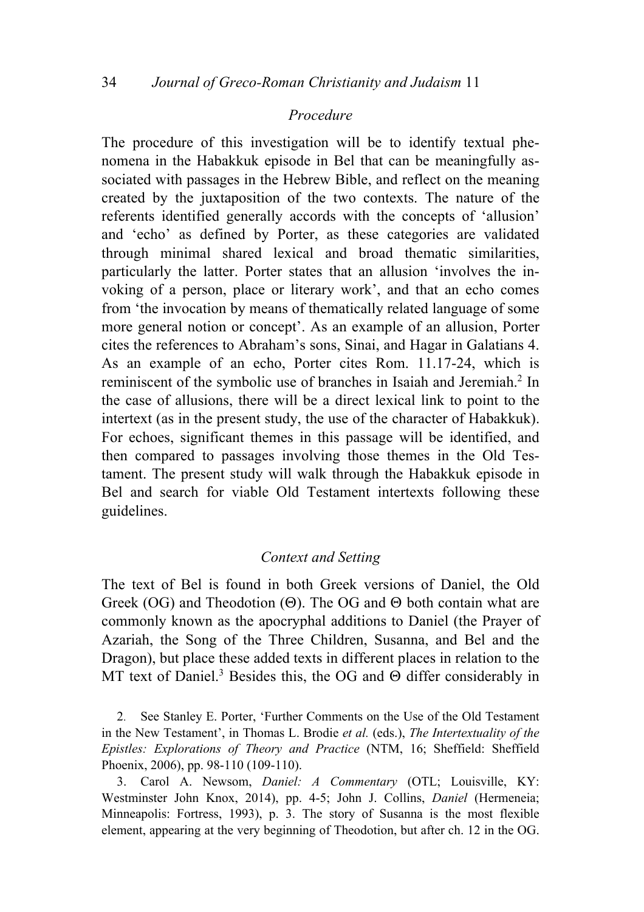### *Procedure*

The procedure of this investigation will be to identify textual phenomena in the Habakkuk episode in Bel that can be meaningfully associated with passages in the Hebrew Bible, and reflect on the meaning created by the juxtaposition of the two contexts. The nature of the referents identified generally accords with the concepts of 'allusion' and 'echo' as defined by Porter, as these categories are validated through minimal shared lexical and broad thematic similarities, particularly the latter. Porter states that an allusion 'involves the invoking of a person, place or literary work', and that an echo comes from 'the invocation by means of thematically related language of some more general notion or concept'. As an example of an allusion, Porter cites the references to Abraham's sons, Sinai, and Hagar in Galatians 4. As an example of an echo, Porter cites Rom. 11.17-24, which is reminiscent of the symbolic use of branches in Isaiah and Jeremiah.[2] In the case of allusions, there will be a direct lexical link to point to the intertext (as in the present study, the use of the character of Habakkuk). For echoes, significant themes in this passage will be identified, and then compared to passages involving those themes in the Old Testament. The present study will walk through the Habakkuk episode in Bel and search for viable Old Testament intertexts following these guidelines.

### *Context and Setting*

The text of Bel is found in both Greek versions of Daniel, the Old Greek (OG) and Theodotion (Θ). The OG and Θ both contain what are commonly known as the apocryphal additions to Daniel (the Prayer of Azariah, the Song of the Three Children, Susanna, and Bel and the Dragon), but place these added texts in different places in relation to the MT text of Daniel.[3] Besides this, the OG and Θ differ considerably in

2. See Stanley E. Porter, 'Further Comments on the Use of the Old Testament in the New Testament', in Thomas L. Brodie *et al.* (eds.), *The Intertextuality of the Epistles: Explorations of Theory and Practice* (NTM, 16; Sheffield: Sheffield Phoenix, 2006), pp. 98-110 (109-110).

3. Carol A. Newsom, *Daniel: A Commentary* (OTL; Louisville, KY: Westminster John Knox, 2014), pp. 4-5; John J. Collins, *Daniel* (Hermeneia; Minneapolis: Fortress, 1993), p. 3. The story of Susanna is the most flexible element, appearing at the very beginning of Theodotion, but after ch. 12 in the OG.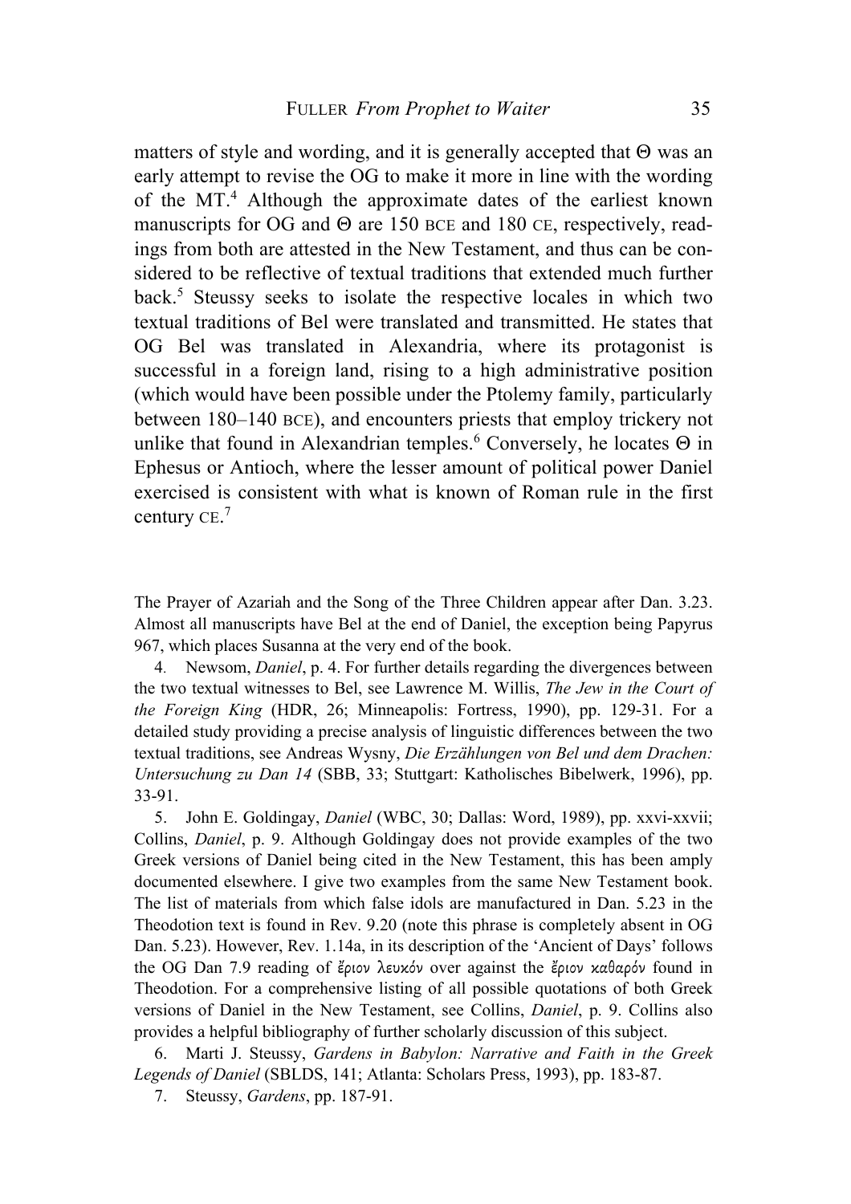matters of style and wording, and it is generally accepted that Θ was an early attempt to revise the OG to make it more in line with the wording of the MT.[4] Although the approximate dates of the earliest known manuscripts for OG and Θ are 150 BCE and 180 CE, respectively, readings from both are attested in the New Testament, and thus can be considered to be reflective of textual traditions that extended much further back.[5] Steussy seeks to isolate the respective locales in which two textual traditions of Bel were translated and transmitted. He states that OG Bel was translated in Alexandria, where its protagonist is successful in a foreign land, rising to a high administrative position (which would have been possible under the Ptolemy family, particularly between 180–140 BCE), and encounters priests that employ trickery not unlike that found in Alexandrian temples.[6] Conversely, he locates Θ in Ephesus or Antioch, where the lesser amount of political power Daniel exercised is consistent with what is known of Roman rule in the first century CE.[7]

---

The Prayer of Azariah and the Song of the Three Children appear after Dan. 3.23. Almost all manuscripts have Bel at the end of Daniel, the exception being Papyrus 967, which places Susanna at the very end of the book.

4. Newsom, *Daniel*, p. 4. For further details regarding the divergences between the two textual witnesses to Bel, see Lawrence M. Willis, *The Jew in the Court of the Foreign King* (HDR, 26; Minneapolis: Fortress, 1990), pp. 129-31. For a detailed study providing a precise analysis of linguistic differences between the two textual traditions, see Andreas Wysny, *Die Erzählungen von Bel und dem Drachen: Untersuchung zu Dan 14* (SBB, 33; Stuttgart: Katholisches Bibelwerk, 1996), pp. 33-91.

5. John E. Goldingay, *Daniel* (WBC, 30; Dallas: Word, 1989), pp. xxvi-xxvii; Collins, *Daniel*, p. 9. Although Goldingay does not provide examples of the two Greek versions of Daniel being cited in the New Testament, this has been amply documented elsewhere. I give two examples from the same New Testament book. The list of materials from which false idols are manufactured in Dan. 5.23 in the Theodotion text is found in Rev. 9.20 (note this phrase is completely absent in OG Dan. 5.23). However, Rev. 1.14a, in its description of the 'Ancient of Days' follows the OG Dan 7.9 reading of ἔριον λευκόν over against the ἔριον καθαρόν found in Theodotion. For a comprehensive listing of all possible quotations of both Greek versions of Daniel in the New Testament, see Collins, *Daniel*, p. 9. Collins also provides a helpful bibliography of further scholarly discussion of this subject.

6. Marti J. Steussy, *Gardens in Babylon: Narrative and Faith in the Greek Legends of Daniel* (SBLDS, 141; Atlanta: Scholars Press, 1993), pp. 183-87.

7. Steussy, *Gardens*, pp. 187-91.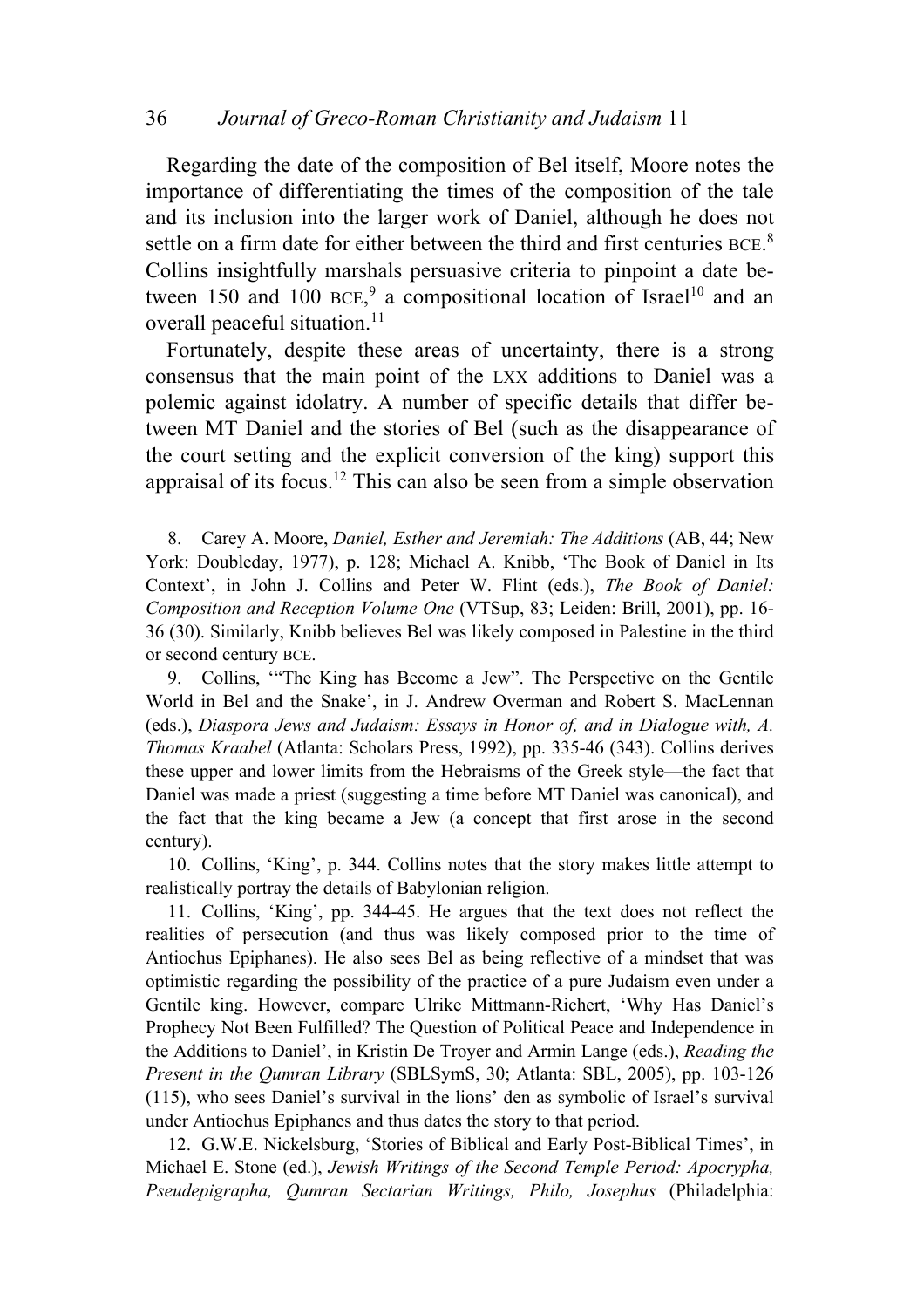Regarding the date of the composition of Bel itself, Moore notes the importance of differentiating the times of the composition of the tale and its inclusion into the larger work of Daniel, although he does not settle on a firm date for either between the third and first centuries BCE.[8] Collins insightfully marshals persuasive criteria to pinpoint a date between 150 and 100 BCE,[9] a compositional location of Israel[10] and an overall peaceful situation.[11]

Fortunately, despite these areas of uncertainty, there is a strong consensus that the main point of the LXX additions to Daniel was a polemic against idolatry. A number of specific details that differ between MT Daniel and the stories of Bel (such as the disappearance of the court setting and the explicit conversion of the king) support this appraisal of its focus.[12] This can also be seen from a simple observation

8. Carey A. Moore, *Daniel, Esther and Jeremiah: The Additions* (AB, 44; New York: Doubleday, 1977), p. 128; Michael A. Knibb, 'The Book of Daniel in Its Context', in John J. Collins and Peter W. Flint (eds.), *The Book of Daniel: Composition and Reception Volume One* (VTSup, 83; Leiden: Brill, 2001), pp. 16-36 (30). Similarly, Knibb believes Bel was likely composed in Palestine in the third or second century BCE.

9. Collins, '"The King has Become a Jew". The Perspective on the Gentile World in Bel and the Snake', in J. Andrew Overman and Robert S. MacLennan (eds.), *Diaspora Jews and Judaism: Essays in Honor of, and in Dialogue with, A. Thomas Kraabel* (Atlanta: Scholars Press, 1992), pp. 335-46 (343). Collins derives these upper and lower limits from the Hebraisms of the Greek style—the fact that Daniel was made a priest (suggesting a time before MT Daniel was canonical), and the fact that the king became a Jew (a concept that first arose in the second century).

10. Collins, 'King', p. 344. Collins notes that the story makes little attempt to realistically portray the details of Babylonian religion.

11. Collins, 'King', pp. 344-45. He argues that the text does not reflect the realities of persecution (and thus was likely composed prior to the time of Antiochus Epiphanes). He also sees Bel as being reflective of a mindset that was optimistic regarding the possibility of the practice of a pure Judaism even under a Gentile king. However, compare Ulrike Mittmann-Richert, 'Why Has Daniel's Prophecy Not Been Fulfilled? The Question of Political Peace and Independence in the Additions to Daniel', in Kristin De Troyer and Armin Lange (eds.), *Reading the Present in the Qumran Library* (SBLSymS, 30; Atlanta: SBL, 2005), pp. 103-126 (115), who sees Daniel's survival in the lions' den as symbolic of Israel's survival under Antiochus Epiphanes and thus dates the story to that period.

12. G.W.E. Nickelsburg, 'Stories of Biblical and Early Post-Biblical Times', in Michael E. Stone (ed.), *Jewish Writings of the Second Temple Period: Apocrypha, Pseudepigrapha, Qumran Sectarian Writings, Philo, Josephus* (Philadelphia: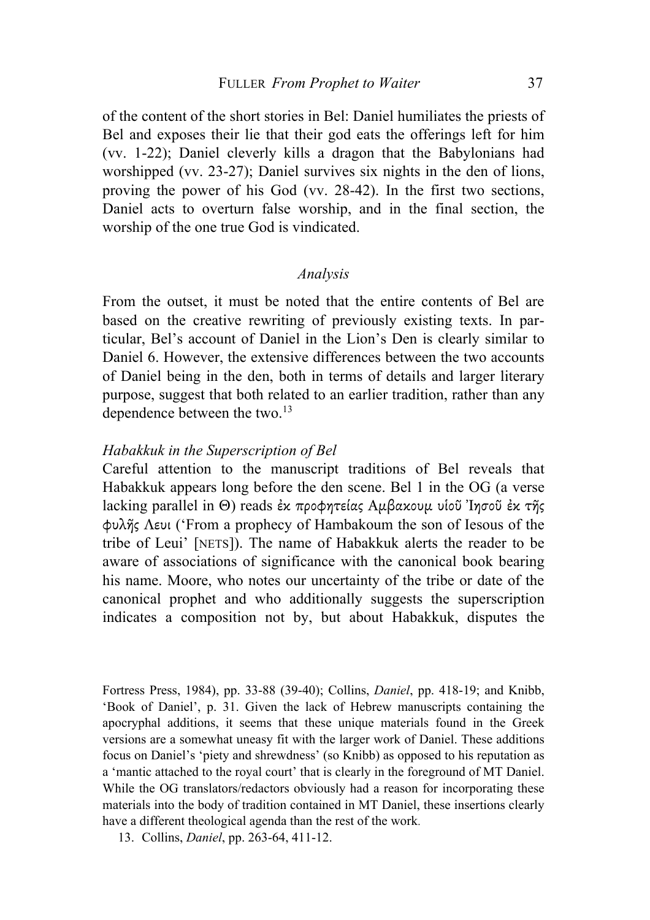of the content of the short stories in Bel: Daniel humiliates the priests of Bel and exposes their lie that their god eats the offerings left for him (vv. 1-22); Daniel cleverly kills a dragon that the Babylonians had worshipped (vv. 23-27); Daniel survives six nights in the den of lions, proving the power of his God (vv. 28-42). In the first two sections, Daniel acts to overturn false worship, and in the final section, the worship of the one true God is vindicated.

## *Analysis*

From the outset, it must be noted that the entire contents of Bel are based on the creative rewriting of previously existing texts. In particular, Bel's account of Daniel in the Lion's Den is clearly similar to Daniel 6. However, the extensive differences between the two accounts of Daniel being in the den, both in terms of details and larger literary purpose, suggest that both related to an earlier tradition, rather than any dependence between the two.[13]

### *Habakkuk in the Superscription of Bel*

Careful attention to the manuscript traditions of Bel reveals that Habakkuk appears long before the den scene. Bel 1 in the OG (a verse lacking parallel in Θ) reads ἐκ προφητείας Αμβακουμ υἱοῦ Ἰησοῦ ἐκ τῆς φυλῆς Λευι ('From a prophecy of Hambakoum the son of Iesous of the tribe of Leui' [NETS]). The name of Habakkuk alerts the reader to be aware of associations of significance with the canonical book bearing his name. Moore, who notes our uncertainty of the tribe or date of the canonical prophet and who additionally suggests the superscription indicates a composition not by, but about Habakkuk, disputes the

Fortress Press, 1984), pp. 33-88 (39-40); Collins, *Daniel*, pp. 418-19; and Knibb, 'Book of Daniel', p. 31. Given the lack of Hebrew manuscripts containing the apocryphal additions, it seems that these unique materials found in the Greek versions are a somewhat uneasy fit with the larger work of Daniel. These additions focus on Daniel's 'piety and shrewdness' (so Knibb) as opposed to his reputation as a 'mantic attached to the royal court' that is clearly in the foreground of MT Daniel. While the OG translators/redactors obviously had a reason for incorporating these materials into the body of tradition contained in MT Daniel, these insertions clearly have a different theological agenda than the rest of the work.

13. Collins, *Daniel*, pp. 263-64, 411-12.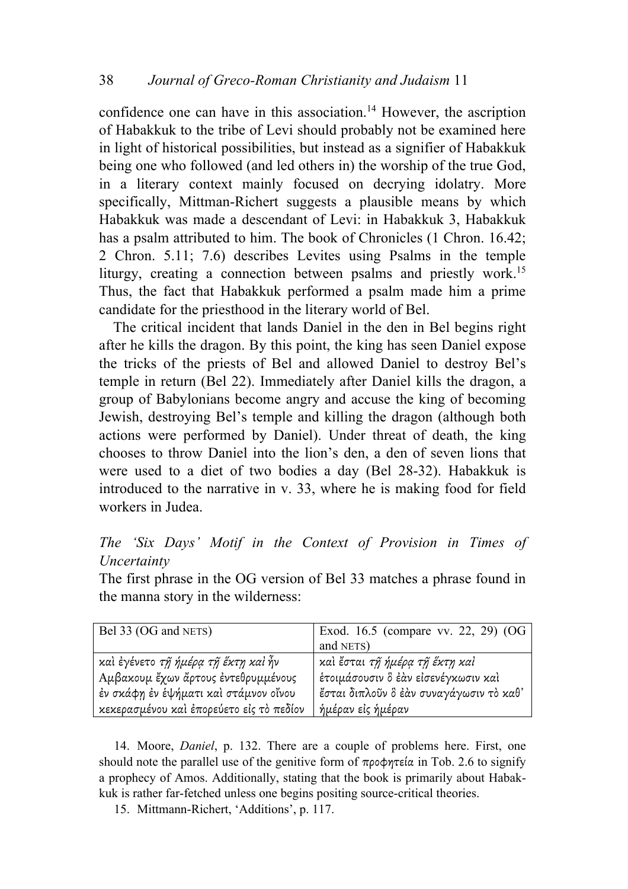confidence one can have in this association.[14] However, the ascription of Habakkuk to the tribe of Levi should probably not be examined here in light of historical possibilities, but instead as a signifier of Habakkuk being one who followed (and led others in) the worship of the true God, in a literary context mainly focused on decrying idolatry. More specifically, Mittman-Richert suggests a plausible means by which Habakkuk was made a descendant of Levi: in Habakkuk 3, Habakkuk has a psalm attributed to him. The book of Chronicles (1 Chron. 16.42; 2 Chron. 5.11; 7.6) describes Levites using Psalms in the temple liturgy, creating a connection between psalms and priestly work.[15] Thus, the fact that Habakkuk performed a psalm made him a prime candidate for the priesthood in the literary world of Bel.

The critical incident that lands Daniel in the den in Bel begins right after he kills the dragon. By this point, the king has seen Daniel expose the tricks of the priests of Bel and allowed Daniel to destroy Bel's temple in return (Bel 22). Immediately after Daniel kills the dragon, a group of Babylonians become angry and accuse the king of becoming Jewish, destroying Bel's temple and killing the dragon (although both actions were performed by Daniel). Under threat of death, the king chooses to throw Daniel into the lion's den, a den of seven lions that were used to a diet of two bodies a day (Bel 28-32). Habakkuk is introduced to the narrative in v. 33, where he is making food for field workers in Judea.

### *The 'Six Days' Motif in the Context of Provision in Times of Uncertainty*

The first phrase in the OG version of Bel 33 matches a phrase found in the manna story in the wilderness:

| Bel 33 (OG and NETS) | Exod. 16.5 (compare vv. 22, 29) (OG and NETS) |
|---|---|
| καὶ ἐγένετο *τῇ ἡμέρᾳ τῇ ἕκτῃ καὶ* ἦν Αμβακουμ ἔχων ἄρτους ἐντεθρυμμένους ἐν σκάφῃ ἐν ἑψήματι καὶ στάμνον οἴνου κεκερασμένου καὶ ἐπορεύετο εἰς τὸ πεδίον | καὶ ἔσται *τῇ ἡμέρᾳ τῇ ἕκτῃ καὶ* ἑτοιμάσουσιν ὃ ἐὰν εἰσενέγκωσιν καὶ ἔσται διπλοῦν ὃ ἐὰν συναγάγωσιν τὸ καθ' ἡμέραν εἰς ἡμέραν |

14. Moore, *Daniel*, p. 132. There are a couple of problems here. First, one should note the parallel use of the genitive form of προφητεία in Tob. 2.6 to signify a prophecy of Amos. Additionally, stating that the book is primarily about Habakkuk is rather far-fetched unless one begins positing source-critical theories.

15. Mittmann-Richert, 'Additions', p. 117.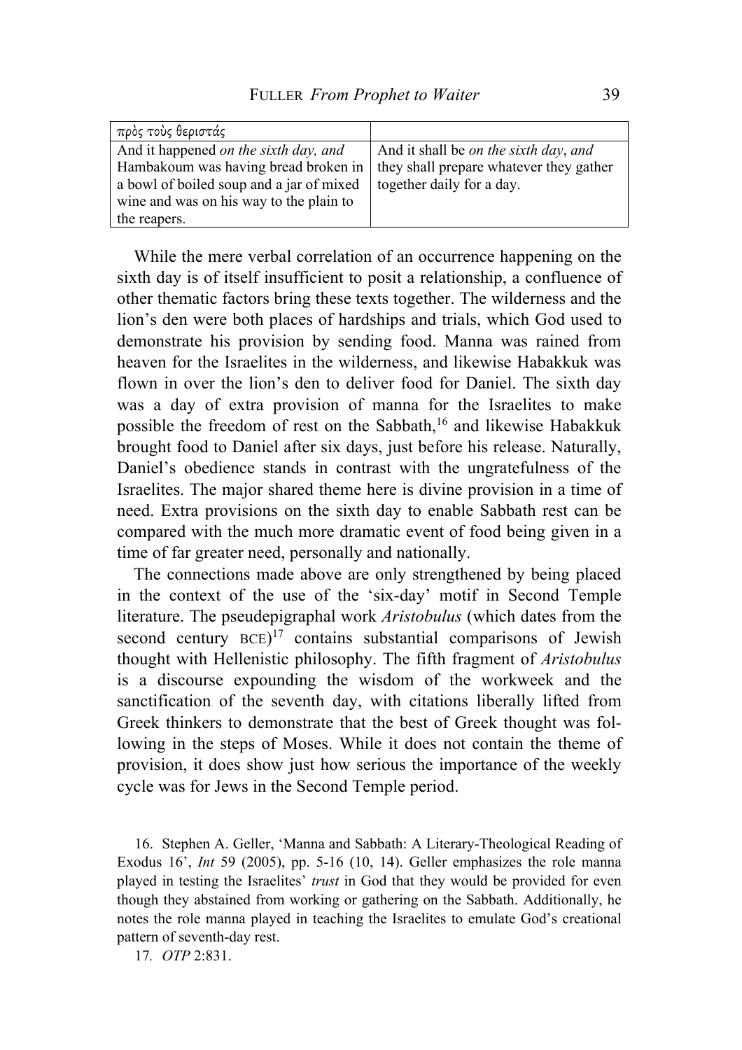| πρὸς τοὺς θεριστάς | |
|---|---|
| And it happened *on the sixth day, and* Hambakoum was having bread broken in a bowl of boiled soup and a jar of mixed wine and was on his way to the plain to the reapers. | And it shall be *on the sixth day*, and they shall prepare whatever they gather together daily for a day. |

While the mere verbal correlation of an occurrence happening on the sixth day is of itself insufficient to posit a relationship, a confluence of other thematic factors bring these texts together. The wilderness and the lion's den were both places of hardships and trials, which God used to demonstrate his provision by sending food. Manna was rained from heaven for the Israelites in the wilderness, and likewise Habakkuk was flown in over the lion's den to deliver food for Daniel. The sixth day was a day of extra provision of manna for the Israelites to make possible the freedom of rest on the Sabbath,[16] and likewise Habakkuk brought food to Daniel after six days, just before his release. Naturally, Daniel's obedience stands in contrast with the ungratefulness of the Israelites. The major shared theme here is divine provision in a time of need. Extra provisions on the sixth day to enable Sabbath rest can be compared with the much more dramatic event of food being given in a time of far greater need, personally and nationally.

The connections made above are only strengthened by being placed in the context of the use of the 'six-day' motif in Second Temple literature. The pseudepigraphal work *Aristobulus* (which dates from the second century BCE)[17] contains substantial comparisons of Jewish thought with Hellenistic philosophy. The fifth fragment of *Aristobulus* is a discourse expounding the wisdom of the workweek and the sanctification of the seventh day, with citations liberally lifted from Greek thinkers to demonstrate that the best of Greek thought was following in the steps of Moses. While it does not contain the theme of provision, it does show just how serious the importance of the weekly cycle was for Jews in the Second Temple period.

16. Stephen A. Geller, 'Manna and Sabbath: A Literary-Theological Reading of Exodus 16', *Int* 59 (2005), pp. 5-16 (10, 14). Geller emphasizes the role manna played in testing the Israelites' *trust* in God that they would be provided for even though they abstained from working or gathering on the Sabbath. Additionally, he notes the role manna played in teaching the Israelites to emulate God's creational pattern of seventh-day rest.

17. *OTP* 2:831.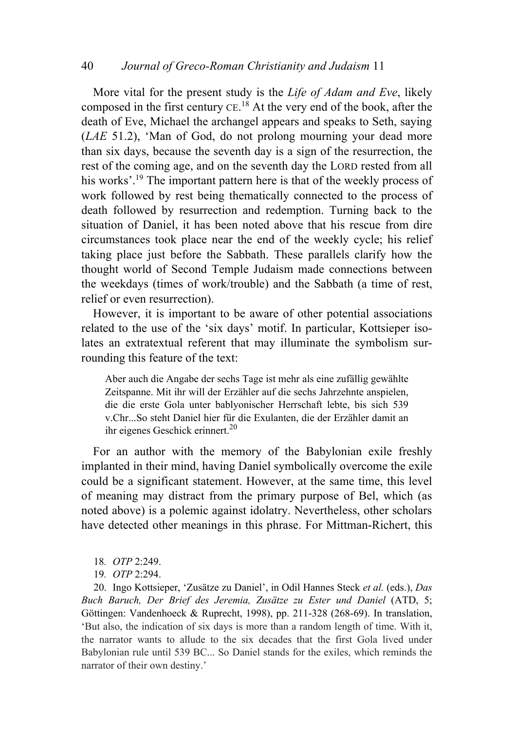More vital for the present study is the *Life of Adam and Eve*, likely composed in the first century CE.[18] At the very end of the book, after the death of Eve, Michael the archangel appears and speaks to Seth, saying (*LAE* 51.2), 'Man of God, do not prolong mourning your dead more than six days, because the seventh day is a sign of the resurrection, the rest of the coming age, and on the seventh day the LORD rested from all his works'.[19] The important pattern here is that of the weekly process of work followed by rest being thematically connected to the process of death followed by resurrection and redemption. Turning back to the situation of Daniel, it has been noted above that his rescue from dire circumstances took place near the end of the weekly cycle; his relief taking place just before the Sabbath. These parallels clarify how the thought world of Second Temple Judaism made connections between the weekdays (times of work/trouble) and the Sabbath (a time of rest, relief or even resurrection).

However, it is important to be aware of other potential associations related to the use of the 'six days' motif. In particular, Kottsieper isolates an extratextual referent that may illuminate the symbolism surrounding this feature of the text:

> Aber auch die Angabe der sechs Tage ist mehr als eine zufällig gewählte Zeitspanne. Mit ihr will der Erzähler auf die sechs Jahrzehnte anspielen, die die erste Gola unter bablyonischer Herrschaft lebte, bis sich 539 v.Chr...So steht Daniel hier für die Exulanten, die der Erzähler damit an ihr eigenes Geschick erinnert.[20]

For an author with the memory of the Babylonian exile freshly implanted in their mind, having Daniel symbolically overcome the exile could be a significant statement. However, at the same time, this level of meaning may distract from the primary purpose of Bel, which (as noted above) is a polemic against idolatry. Nevertheless, other scholars have detected other meanings in this phrase. For Mittman-Richert, this

18. *OTP* 2:249.

19. *OTP* 2:294.

20. Ingo Kottsieper, 'Zusätze zu Daniel', in Odil Hannes Steck *et al.* (eds.), *Das Buch Baruch, Der Brief des Jeremia, Zusätze zu Ester und Daniel* (ATD, 5; Göttingen: Vandenhoeck & Ruprecht, 1998), pp. 211-328 (268-69). In translation, 'But also, the indication of six days is more than a random length of time. With it, the narrator wants to allude to the six decades that the first Gola lived under Babylonian rule until 539 BC... So Daniel stands for the exiles, which reminds the narrator of their own destiny.'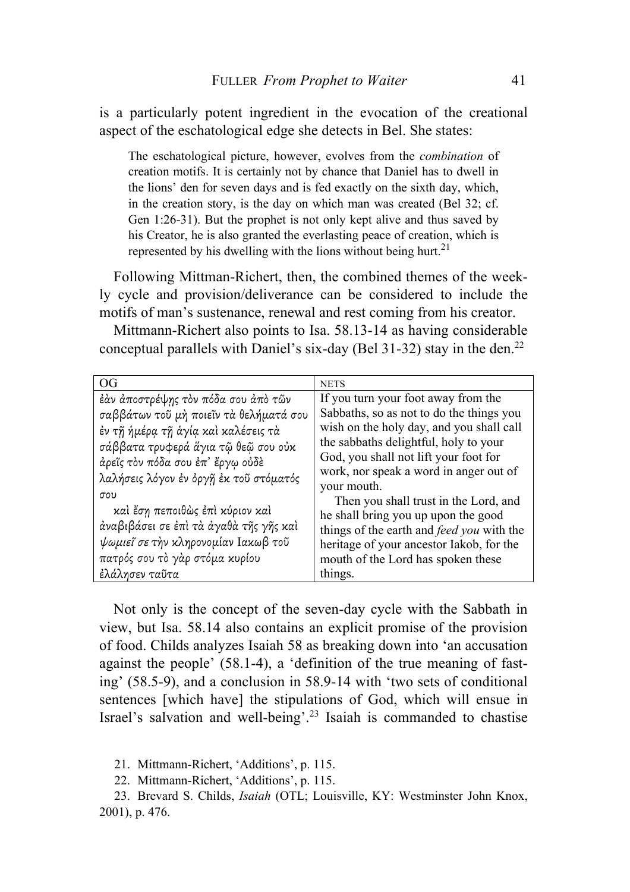is a particularly potent ingredient in the evocation of the creational aspect of the eschatological edge she detects in Bel. She states:

> The eschatological picture, however, evolves from the *combination* of creation motifs. It is certainly not by chance that Daniel has to dwell in the lions' den for seven days and is fed exactly on the sixth day, which, in the creation story, is the day on which man was created (Bel 32; cf. Gen 1:26-31). But the prophet is not only kept alive and thus saved by his Creator, he is also granted the everlasting peace of creation, which is represented by his dwelling with the lions without being hurt.[21]

Following Mittman-Richert, then, the combined themes of the weekly cycle and provision/deliverance can be considered to include the motifs of man's sustenance, renewal and rest coming from his creator.

Mittmann-Richert also points to Isa. 58.13-14 as having considerable conceptual parallels with Daniel's six-day (Bel 31-32) stay in the den.[22]

| OG | NETS |
|---|---|
| ἐὰν ἀποστρέψῃς τὸν πόδα σου ἀπὸ τῶν σαββάτων τοῦ μὴ ποιεῖν τὰ θελήματά σου ἐν τῇ ἡμέρᾳ τῇ ἁγίᾳ καὶ καλέσεις τὰ σάββατα τρυφερὰ ἅγια τῷ θεῷ σου οὐκ ἀρεῖς τὸν πόδα σου ἐπ' ἔργῳ οὐδὲ λαλήσεις λόγον ἐν ὀργῇ ἐκ τοῦ στόματός σου<br>καὶ ἔσῃ πεποιθὼς ἐπὶ κύριον καὶ ἀναβιβάσει σε ἐπὶ τὰ ἀγαθὰ τῆς γῆς καὶ *ψωμιεῖ σε* τὴν κληρονομίαν Ιακωβ τοῦ πατρός σου τὸ γὰρ στόμα κυρίου ἐλάλησεν ταῦτα | If you turn your foot away from the Sabbaths, so as not to do the things you wish on the holy day, and you shall call the sabbaths delightful, holy to your God, you shall not lift your foot for work, nor speak a word in anger out of your mouth.<br>Then you shall trust in the Lord, and he shall bring you up upon the good things of the earth and *feed you* with the heritage of your ancestor Iakob, for the mouth of the Lord has spoken these things. |

Not only is the concept of the seven-day cycle with the Sabbath in view, but Isa. 58.14 also contains an explicit promise of the provision of food. Childs analyzes Isaiah 58 as breaking down into 'an accusation against the people' (58.1-4), a 'definition of the true meaning of fasting' (58.5-9), and a conclusion in 58.9-14 with 'two sets of conditional sentences [which have] the stipulations of God, which will ensue in Israel's salvation and well-being'.[23] Isaiah is commanded to chastise

21. Mittmann-Richert, 'Additions', p. 115.

22. Mittmann-Richert, 'Additions', p. 115.

23. Brevard S. Childs, *Isaiah* (OTL; Louisville, KY: Westminster John Knox, 2001), p. 476.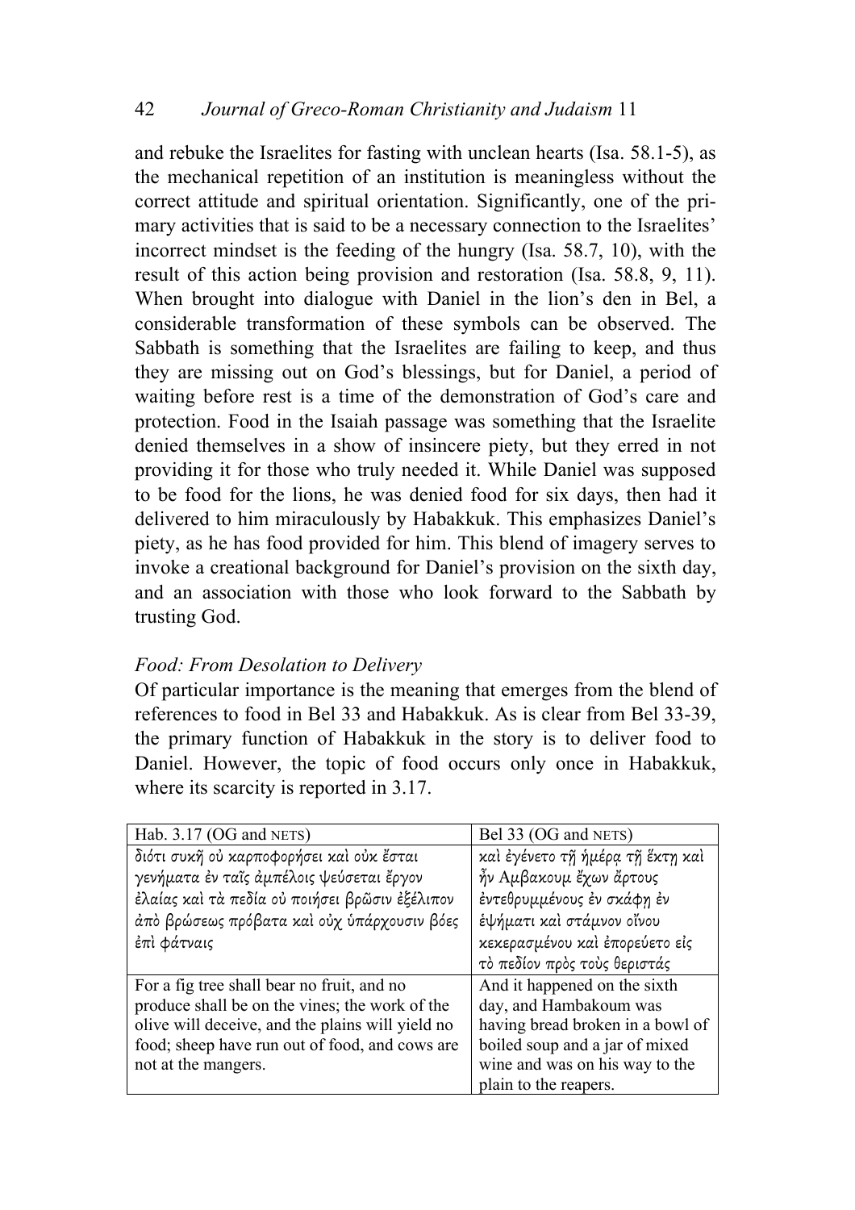and rebuke the Israelites for fasting with unclean hearts (Isa. 58.1-5), as the mechanical repetition of an institution is meaningless without the correct attitude and spiritual orientation. Significantly, one of the primary activities that is said to be a necessary connection to the Israelites' incorrect mindset is the feeding of the hungry (Isa. 58.7, 10), with the result of this action being provision and restoration (Isa. 58.8, 9, 11). When brought into dialogue with Daniel in the lion's den in Bel, a considerable transformation of these symbols can be observed. The Sabbath is something that the Israelites are failing to keep, and thus they are missing out on God's blessings, but for Daniel, a period of waiting before rest is a time of the demonstration of God's care and protection. Food in the Isaiah passage was something that the Israelite denied themselves in a show of insincere piety, but they erred in not providing it for those who truly needed it. While Daniel was supposed to be food for the lions, he was denied food for six days, then had it delivered to him miraculously by Habakkuk. This emphasizes Daniel's piety, as he has food provided for him. This blend of imagery serves to invoke a creational background for Daniel's provision on the sixth day, and an association with those who look forward to the Sabbath by trusting God.

### *Food: From Desolation to Delivery*

Of particular importance is the meaning that emerges from the blend of references to food in Bel 33 and Habakkuk. As is clear from Bel 33-39, the primary function of Habakkuk in the story is to deliver food to Daniel. However, the topic of food occurs only once in Habakkuk, where its scarcity is reported in 3.17.

| Hab. 3.17 (OG and NETS) | Bel 33 (OG and NETS) |
|---|---|
| διότι συκῆ οὐ καρποφορήσει καὶ οὐκ ἔσται γενήματα ἐν ταῖς ἀμπέλοις ψεύσεται ἔργον ἐλαίας καὶ τὰ πεδία οὐ ποιήσει βρῶσιν ἐξέλιπον ἀπὸ βρώσεως πρόβατα καὶ οὐχ ὑπάρχουσιν βόες ἐπὶ φάτναις | καὶ ἐγένετο τῇ ἡμέρᾳ τῇ ἕκτῃ καὶ ἦν Αμβακουμ ἔχων ἄρτους ἐντεθρυμμένους ἐν σκάφῃ ἐν ἑψήματι καὶ στάμνον οἴνου κεκερασμένου καὶ ἐπορεύετο εἰς τὸ πεδίον πρὸς τοὺς θεριστάς |
| For a fig tree shall bear no fruit, and no produce shall be on the vines; the work of the olive will deceive, and the plains will yield no food; sheep have run out of food, and cows are not at the mangers. | And it happened on the sixth day, and Hambakoum was having bread broken in a bowl of boiled soup and a jar of mixed wine and was on his way to the plain to the reapers. |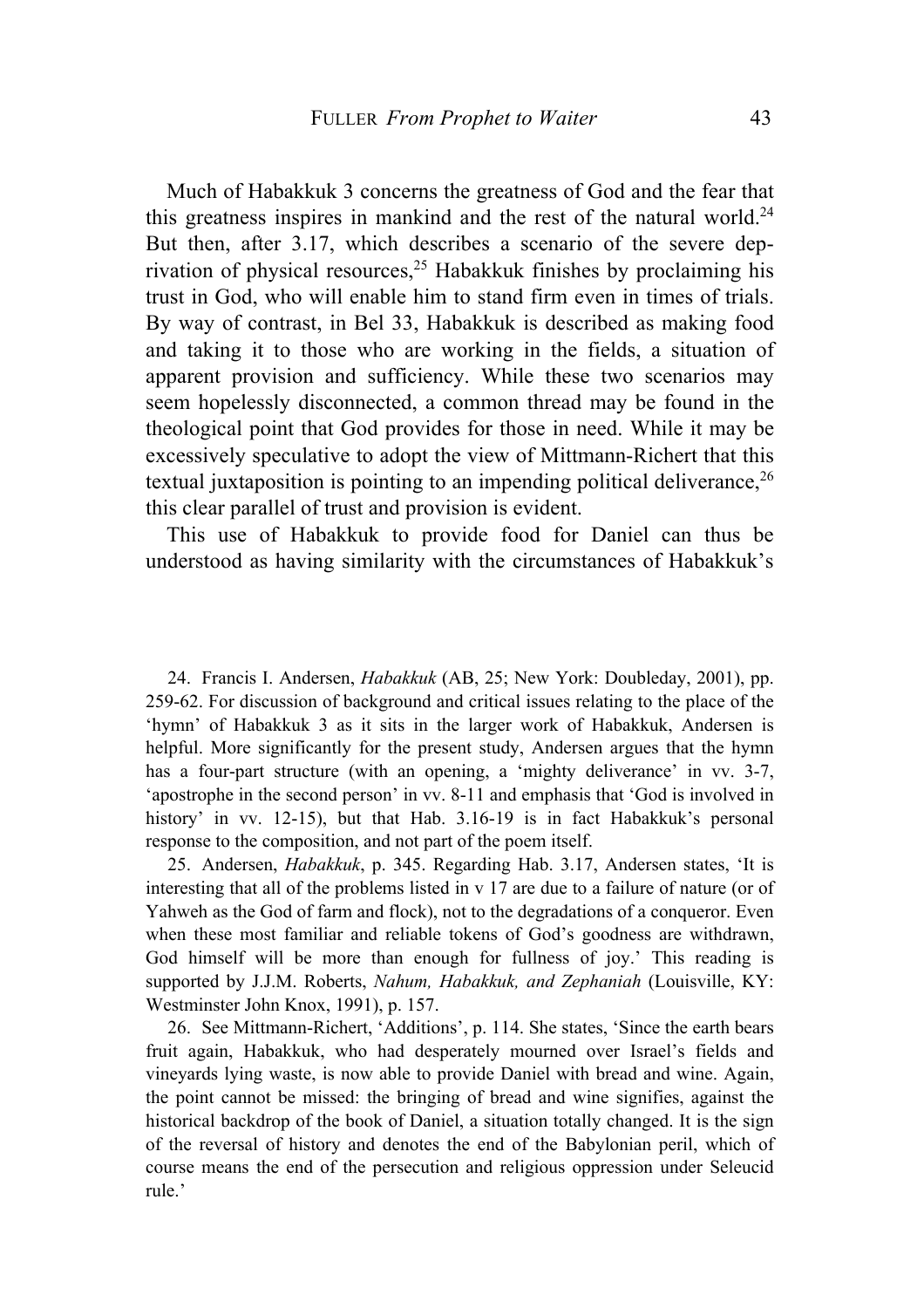Much of Habakkuk 3 concerns the greatness of God and the fear that this greatness inspires in mankind and the rest of the natural world.[24] But then, after 3.17, which describes a scenario of the severe deprivation of physical resources,[25] Habakkuk finishes by proclaiming his trust in God, who will enable him to stand firm even in times of trials. By way of contrast, in Bel 33, Habakkuk is described as making food and taking it to those who are working in the fields, a situation of apparent provision and sufficiency. While these two scenarios may seem hopelessly disconnected, a common thread may be found in the theological point that God provides for those in need. While it may be excessively speculative to adopt the view of Mittmann-Richert that this textual juxtaposition is pointing to an impending political deliverance,[26] this clear parallel of trust and provision is evident.

This use of Habakkuk to provide food for Daniel can thus be understood as having similarity with the circumstances of Habakkuk's

---

24. Francis I. Andersen, *Habakkuk* (AB, 25; New York: Doubleday, 2001), pp. 259-62. For discussion of background and critical issues relating to the place of the 'hymn' of Habakkuk 3 as it sits in the larger work of Habakkuk, Andersen is helpful. More significantly for the present study, Andersen argues that the hymn has a four-part structure (with an opening, a 'mighty deliverance' in vv. 3-7, 'apostrophe in the second person' in vv. 8-11 and emphasis that 'God is involved in history' in vv. 12-15), but that Hab. 3.16-19 is in fact Habakkuk's personal response to the composition, and not part of the poem itself.

25. Andersen, *Habakkuk*, p. 345. Regarding Hab. 3.17, Andersen states, 'It is interesting that all of the problems listed in v 17 are due to a failure of nature (or of Yahweh as the God of farm and flock), not to the degradations of a conqueror. Even when these most familiar and reliable tokens of God's goodness are withdrawn, God himself will be more than enough for fullness of joy.' This reading is supported by J.J.M. Roberts, *Nahum, Habakkuk, and Zephaniah* (Louisville, KY: Westminster John Knox, 1991), p. 157.

26. See Mittmann-Richert, 'Additions', p. 114. She states, 'Since the earth bears fruit again, Habakkuk, who had desperately mourned over Israel's fields and vineyards lying waste, is now able to provide Daniel with bread and wine. Again, the point cannot be missed: the bringing of bread and wine signifies, against the historical backdrop of the book of Daniel, a situation totally changed. It is the sign of the reversal of history and denotes the end of the Babylonian peril, which of course means the end of the persecution and religious oppression under Seleucid rule.'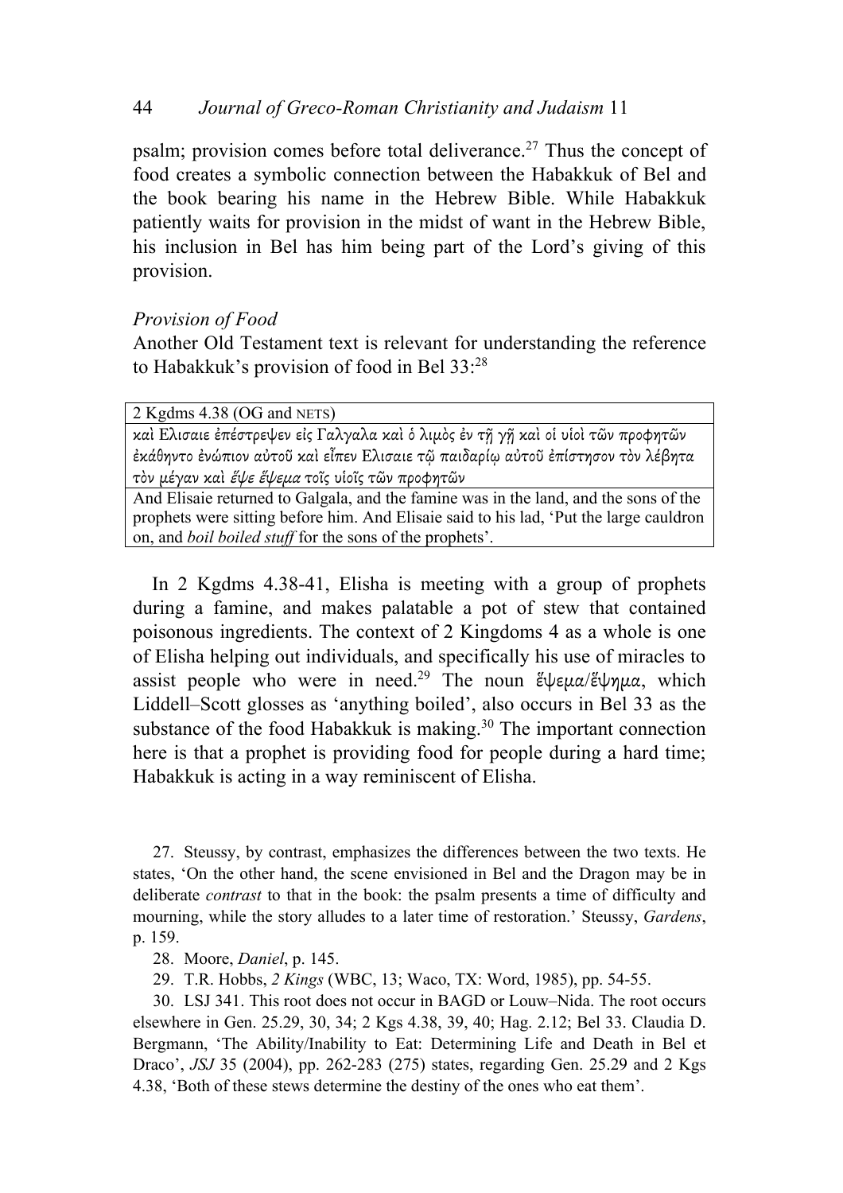psalm; provision comes before total deliverance.[27] Thus the concept of food creates a symbolic connection between the Habakkuk of Bel and the book bearing his name in the Hebrew Bible. While Habakkuk patiently waits for provision in the midst of want in the Hebrew Bible, his inclusion in Bel has him being part of the Lord's giving of this provision.

*Provision of Food*

Another Old Testament text is relevant for understanding the reference to Habakkuk's provision of food in Bel 33:[28]

| 2 Kgdms 4.38 (OG and NETS) |
|---|
| *καὶ Ελισαιε ἐπέστρεψεν εἰς Γαλγαλα καὶ ὁ λιμὸς ἐν τῇ γῇ καὶ οἱ υἱοὶ τῶν προφητῶν ἐκάθηντο ἐνώπιον αὐτοῦ καὶ εἶπεν Ελισαιε τῷ παιδαρίῳ αὐτοῦ ἐπίστησον τὸν λέβητα τὸν μέγαν καὶ ἕψε ἕψεμα τοῖς υἱοῖς τῶν προφητῶν* |
| And Elisaie returned to Galgala, and the famine was in the land, and the sons of the prophets were sitting before him. And Elisaie said to his lad, 'Put the large cauldron on, and *boil boiled stuff* for the sons of the prophets'. |

In 2 Kgdms 4.38-41, Elisha is meeting with a group of prophets during a famine, and makes palatable a pot of stew that contained poisonous ingredients. The context of 2 Kingdoms 4 as a whole is one of Elisha helping out individuals, and specifically his use of miracles to assist people who were in need.[29] The noun ἕψεμα/ἕψημα, which Liddell–Scott glosses as 'anything boiled', also occurs in Bel 33 as the substance of the food Habakkuk is making.[30] The important connection here is that a prophet is providing food for people during a hard time; Habakkuk is acting in a way reminiscent of Elisha.

27. Steussy, by contrast, emphasizes the differences between the two texts. He states, 'On the other hand, the scene envisioned in Bel and the Dragon may be in deliberate *contrast* to that in the book: the psalm presents a time of difficulty and mourning, while the story alludes to a later time of restoration.' Steussy, *Gardens*, p. 159.

28. Moore, *Daniel*, p. 145.

29. T.R. Hobbs, *2 Kings* (WBC, 13; Waco, TX: Word, 1985), pp. 54-55.

30. LSJ 341. This root does not occur in BAGD or Louw–Nida. The root occurs elsewhere in Gen. 25.29, 30, 34; 2 Kgs 4.38, 39, 40; Hag. 2.12; Bel 33. Claudia D. Bergmann, 'The Ability/Inability to Eat: Determining Life and Death in Bel et Draco', *JSJ* 35 (2004), pp. 262-283 (275) states, regarding Gen. 25.29 and 2 Kgs 4.38, 'Both of these stews determine the destiny of the ones who eat them'.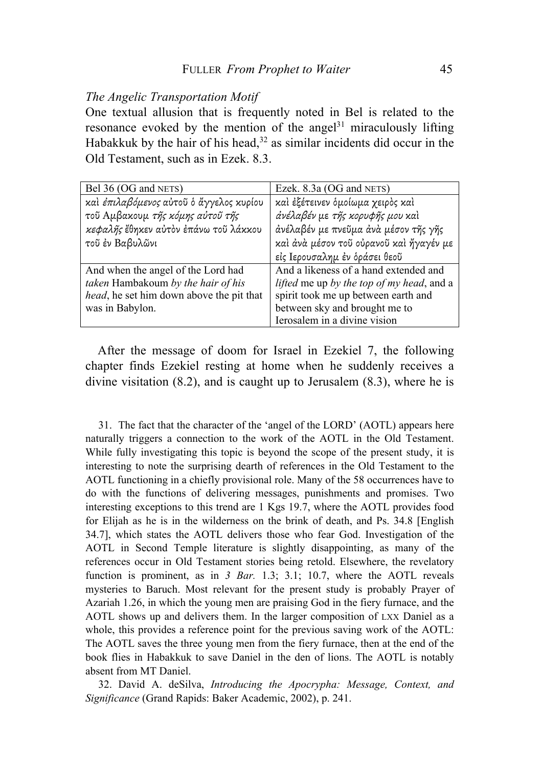*The Angelic Transportation Motif*

One textual allusion that is frequently noted in Bel is related to the resonance evoked by the mention of the angel[31] miraculously lifting Habakkuk by the hair of his head,[32] as similar incidents did occur in the Old Testament, such as in Ezek. 8.3.

| Bel 36 (OG and NETS) | Ezek. 8.3a (OG and NETS) |
|---|---|
| καὶ *ἐπιλαβόμενος* αὐτοῦ ὁ ἄγγελος κυρίου τοῦ Αμβακουμ *τῆς κόμης αὐτοῦ τῆς κεφαλῆς* ἔθηκεν αὐτὸν ἐπάνω τοῦ λάκκου τοῦ ἐν Βαβυλῶνι | καὶ ἐξέτεινεν ὁμοίωμα χειρὸς καὶ *ἀνέλαβέν με τῆς κορυφῆς μου* καὶ ἀνέλαβέν με πνεῦμα ἀνὰ μέσον τῆς γῆς καὶ ἀνὰ μέσον τοῦ οὐρανοῦ καὶ ἤγαγέν με εἰς Ιερουσαλημ ἐν ὁράσει θεοῦ |
| And when the angel of the Lord had *taken* Hambakoum *by the hair of his head*, he set him down above the pit that was in Babylon. | And a likeness of a hand extended and *lifted* me up *by the top of my head*, and a spirit took me up between earth and between sky and brought me to Ierosalem in a divine vision |

After the message of doom for Israel in Ezekiel 7, the following chapter finds Ezekiel resting at home when he suddenly receives a divine visitation (8.2), and is caught up to Jerusalem (8.3), where he is

31. The fact that the character of the 'angel of the LORD' (AOTL) appears here naturally triggers a connection to the work of the AOTL in the Old Testament. While fully investigating this topic is beyond the scope of the present study, it is interesting to note the surprising dearth of references in the Old Testament to the AOTL functioning in a chiefly provisional role. Many of the 58 occurrences have to do with the functions of delivering messages, punishments and promises. Two interesting exceptions to this trend are 1 Kgs 19.7, where the AOTL provides food for Elijah as he is in the wilderness on the brink of death, and Ps. 34.8 [English 34.7], which states the AOTL delivers those who fear God. Investigation of the AOTL in Second Temple literature is slightly disappointing, as many of the references occur in Old Testament stories being retold. Elsewhere, the revelatory function is prominent, as in *3 Bar.* 1.3; 3.1; 10.7, where the AOTL reveals mysteries to Baruch. Most relevant for the present study is probably Prayer of Azariah 1.26, in which the young men are praising God in the fiery furnace, and the AOTL shows up and delivers them. In the larger composition of LXX Daniel as a whole, this provides a reference point for the previous saving work of the AOTL: The AOTL saves the three young men from the fiery furnace, then at the end of the book flies in Habakkuk to save Daniel in the den of lions. The AOTL is notably absent from MT Daniel.

32. David A. deSilva, *Introducing the Apocrypha: Message, Context, and Significance* (Grand Rapids: Baker Academic, 2002), p. 241.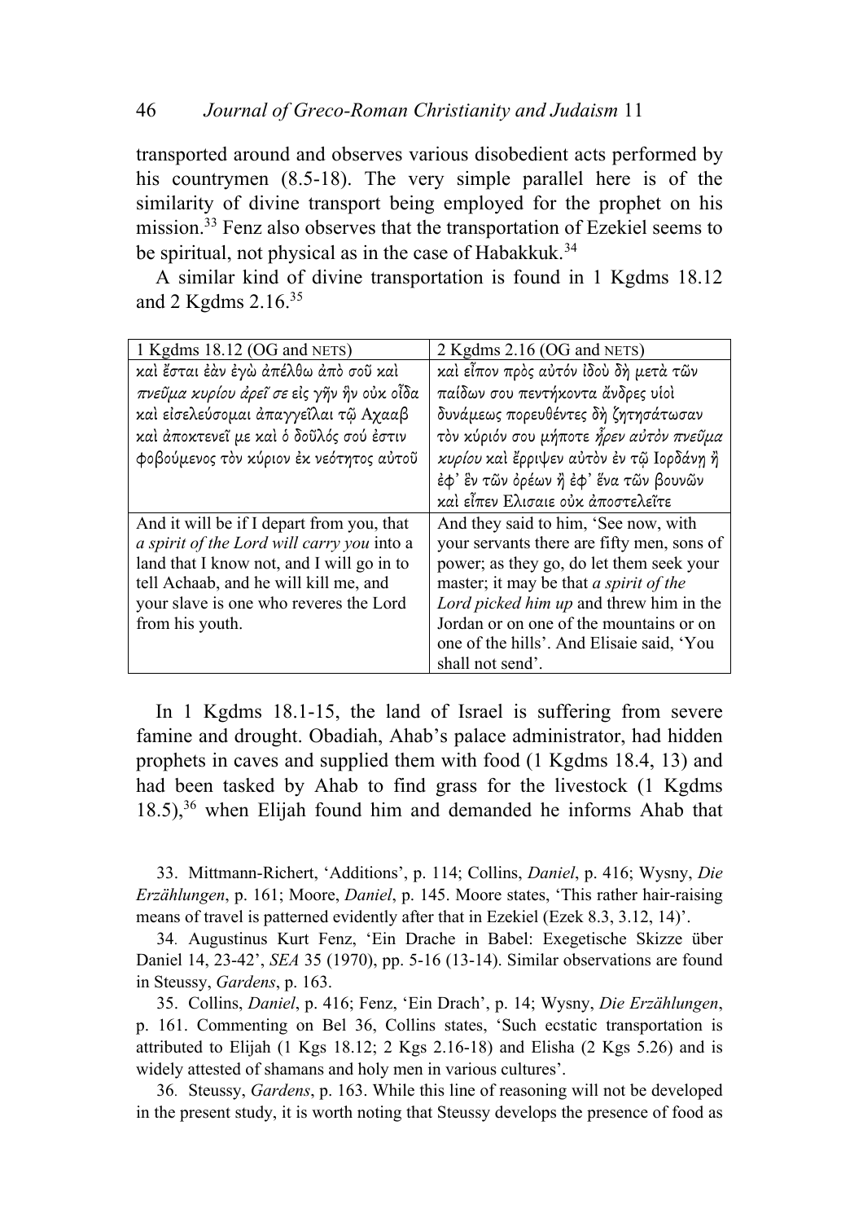transported around and observes various disobedient acts performed by his countrymen (8.5-18). The very simple parallel here is of the similarity of divine transport being employed for the prophet on his mission.[33] Fenz also observes that the transportation of Ezekiel seems to be spiritual, not physical as in the case of Habakkuk.[34]

A similar kind of divine transportation is found in 1 Kgdms 18.12 and 2 Kgdms 2.16.[35]

| 1 Kgdms 18.12 (OG and NETS) | 2 Kgdms 2.16 (OG and NETS) |
|---|---|
| καὶ ἔσται ἐὰν ἐγὼ ἀπέλθω ἀπὸ σοῦ καὶ *πνεῦμα κυρίου ἀρεῖ σε* εἰς γῆν ἣν οὐκ οἶδα καὶ εἰσελεύσομαι ἀπαγγεῖλαι τῷ Αχααβ καὶ ἀποκτενεῖ με καὶ ὁ δοῦλός σού ἐστιν φοβούμενος τὸν κύριον ἐκ νεότητος αὐτοῦ | καὶ εἶπον πρὸς αὐτόν ἰδοὺ δὴ μετὰ τῶν παίδων σου πεντήκοντα ἄνδρες υἱοὶ δυνάμεως πορευθέντες δὴ ζητησάτωσαν τὸν κύριόν σου μήποτε *ἦρεν αὐτὸν πνεῦμα κυρίου* καὶ ἔρριψεν αὐτὸν ἐν τῷ Ιορδάνῃ ἢ ἐφ᾽ ἓν τῶν ὀρέων ἢ ἐφ᾽ ἕνα τῶν βουνῶν καὶ εἶπεν Ελισαιε οὐκ ἀποστελεῖτε |
| And it will be if I depart from you, that *a spirit of the Lord will carry you* into a land that I know not, and I will go in to tell Achaab, and he will kill me, and your slave is one who reveres the Lord from his youth. | And they said to him, 'See now, with your servants there are fifty men, sons of power; as they go, do let them seek your master; it may be that *a spirit of the Lord picked him up* and threw him in the Jordan or on one of the mountains or on one of the hills'. And Elisaie said, 'You shall not send'. |

In 1 Kgdms 18.1-15, the land of Israel is suffering from severe famine and drought. Obadiah, Ahab's palace administrator, had hidden prophets in caves and supplied them with food (1 Kgdms 18.4, 13) and had been tasked by Ahab to find grass for the livestock (1 Kgdms 18.5),[36] when Elijah found him and demanded he informs Ahab that

33. Mittmann-Richert, 'Additions', p. 114; Collins, *Daniel*, p. 416; Wysny, *Die Erzählungen*, p. 161; Moore, *Daniel*, p. 145. Moore states, 'This rather hair-raising means of travel is patterned evidently after that in Ezekiel (Ezek 8.3, 3.12, 14)'.

34. Augustinus Kurt Fenz, 'Ein Drache in Babel: Exegetische Skizze über Daniel 14, 23-42', *SEA* 35 (1970), pp. 5-16 (13-14). Similar observations are found in Steussy, *Gardens*, p. 163.

35. Collins, *Daniel*, p. 416; Fenz, 'Ein Drach', p. 14; Wysny, *Die Erzählungen*, p. 161. Commenting on Bel 36, Collins states, 'Such ecstatic transportation is attributed to Elijah (1 Kgs 18.12; 2 Kgs 2.16-18) and Elisha (2 Kgs 5.26) and is widely attested of shamans and holy men in various cultures'.

36. Steussy, *Gardens*, p. 163. While this line of reasoning will not be developed in the present study, it is worth noting that Steussy develops the presence of food as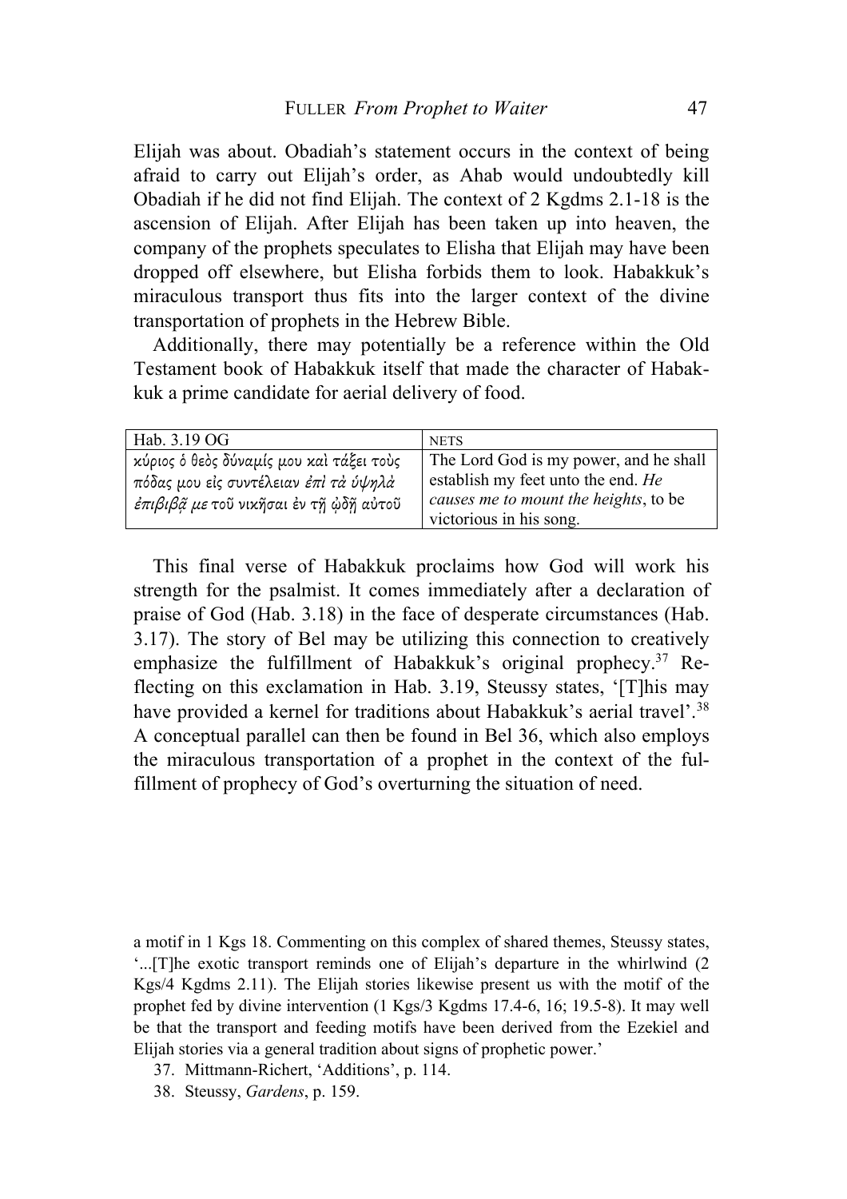Elijah was about. Obadiah's statement occurs in the context of being afraid to carry out Elijah's order, as Ahab would undoubtedly kill Obadiah if he did not find Elijah. The context of 2 Kgdms 2.1-18 is the ascension of Elijah. After Elijah has been taken up into heaven, the company of the prophets speculates to Elisha that Elijah may have been dropped off elsewhere, but Elisha forbids them to look. Habakkuk's miraculous transport thus fits into the larger context of the divine transportation of prophets in the Hebrew Bible.

Additionally, there may potentially be a reference within the Old Testament book of Habakkuk itself that made the character of Habakkuk a prime candidate for aerial delivery of food.

| Hab. 3.19 OG | NETS |
|---|---|
| κύριος ὁ θεὸς δύναμίς μου καὶ τάξει τοὺς πόδας μου εἰς συντέλειαν *ἐπὶ τὰ ὑψηλὰ ἐπιβιβᾷ με* τοῦ νικῆσαι ἐν τῇ ᾠδῇ αὐτοῦ | The Lord God is my power, and he shall establish my feet unto the end. *He causes me to mount the heights*, to be victorious in his song. |

This final verse of Habakkuk proclaims how God will work his strength for the psalmist. It comes immediately after a declaration of praise of God (Hab. 3.18) in the face of desperate circumstances (Hab. 3.17). The story of Bel may be utilizing this connection to creatively emphasize the fulfillment of Habakkuk's original prophecy.[37] Reflecting on this exclamation in Hab. 3.19, Steussy states, '[T]his may have provided a kernel for traditions about Habakkuk's aerial travel'.[38] A conceptual parallel can then be found in Bel 36, which also employs the miraculous transportation of a prophet in the context of the fulfillment of prophecy of God's overturning the situation of need.

a motif in 1 Kgs 18. Commenting on this complex of shared themes, Steussy states, '...[T]he exotic transport reminds one of Elijah's departure in the whirlwind (2 Kgs/4 Kgdms 2.11). The Elijah stories likewise present us with the motif of the prophet fed by divine intervention (1 Kgs/3 Kgdms 17.4-6, 16; 19.5-8). It may well be that the transport and feeding motifs have been derived from the Ezekiel and Elijah stories via a general tradition about signs of prophetic power.'

37. Mittmann-Richert, 'Additions', p. 114.

38. Steussy, *Gardens*, p. 159.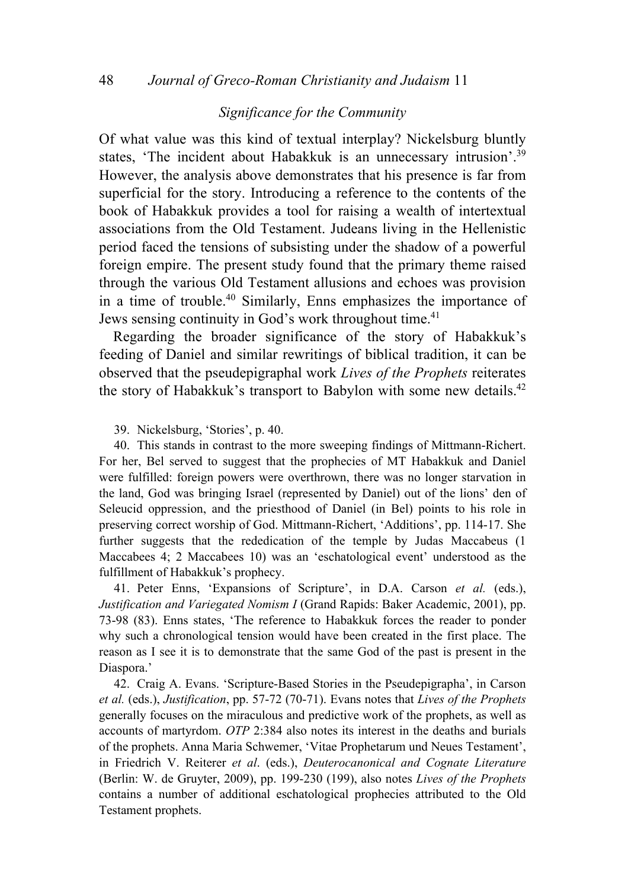*Significance for the Community*

Of what value was this kind of textual interplay? Nickelsburg bluntly states, 'The incident about Habakkuk is an unnecessary intrusion'.[39] However, the analysis above demonstrates that his presence is far from superficial for the story. Introducing a reference to the contents of the book of Habakkuk provides a tool for raising a wealth of intertextual associations from the Old Testament. Judeans living in the Hellenistic period faced the tensions of subsisting under the shadow of a powerful foreign empire. The present study found that the primary theme raised through the various Old Testament allusions and echoes was provision in a time of trouble.[40] Similarly, Enns emphasizes the importance of Jews sensing continuity in God's work throughout time.[41]

Regarding the broader significance of the story of Habakkuk's feeding of Daniel and similar rewritings of biblical tradition, it can be observed that the pseudepigraphal work *Lives of the Prophets* reiterates the story of Habakkuk's transport to Babylon with some new details.[42]

39. Nickelsburg, 'Stories', p. 40.

40. This stands in contrast to the more sweeping findings of Mittmann-Richert. For her, Bel served to suggest that the prophecies of MT Habakkuk and Daniel were fulfilled: foreign powers were overthrown, there was no longer starvation in the land, God was bringing Israel (represented by Daniel) out of the lions' den of Seleucid oppression, and the priesthood of Daniel (in Bel) points to his role in preserving correct worship of God. Mittmann-Richert, 'Additions', pp. 114-17. She further suggests that the rededication of the temple by Judas Maccabeus (1 Maccabees 4; 2 Maccabees 10) was an 'eschatological event' understood as the fulfillment of Habakkuk's prophecy.

41. Peter Enns, 'Expansions of Scripture', in D.A. Carson *et al.* (eds.), *Justification and Variegated Nomism I* (Grand Rapids: Baker Academic, 2001), pp. 73-98 (83). Enns states, 'The reference to Habakkuk forces the reader to ponder why such a chronological tension would have been created in the first place. The reason as I see it is to demonstrate that the same God of the past is present in the Diaspora.'

42. Craig A. Evans. 'Scripture-Based Stories in the Pseudepigrapha', in Carson *et al.* (eds.), *Justification*, pp. 57-72 (70-71). Evans notes that *Lives of the Prophets* generally focuses on the miraculous and predictive work of the prophets, as well as accounts of martyrdom. *OTP* 2:384 also notes its interest in the deaths and burials of the prophets. Anna Maria Schwemer, 'Vitae Prophetarum und Neues Testament', in Friedrich V. Reiterer *et al*. (eds.), *Deuterocanonical and Cognate Literature* (Berlin: W. de Gruyter, 2009), pp. 199-230 (199), also notes *Lives of the Prophets* contains a number of additional eschatological prophecies attributed to the Old Testament prophets.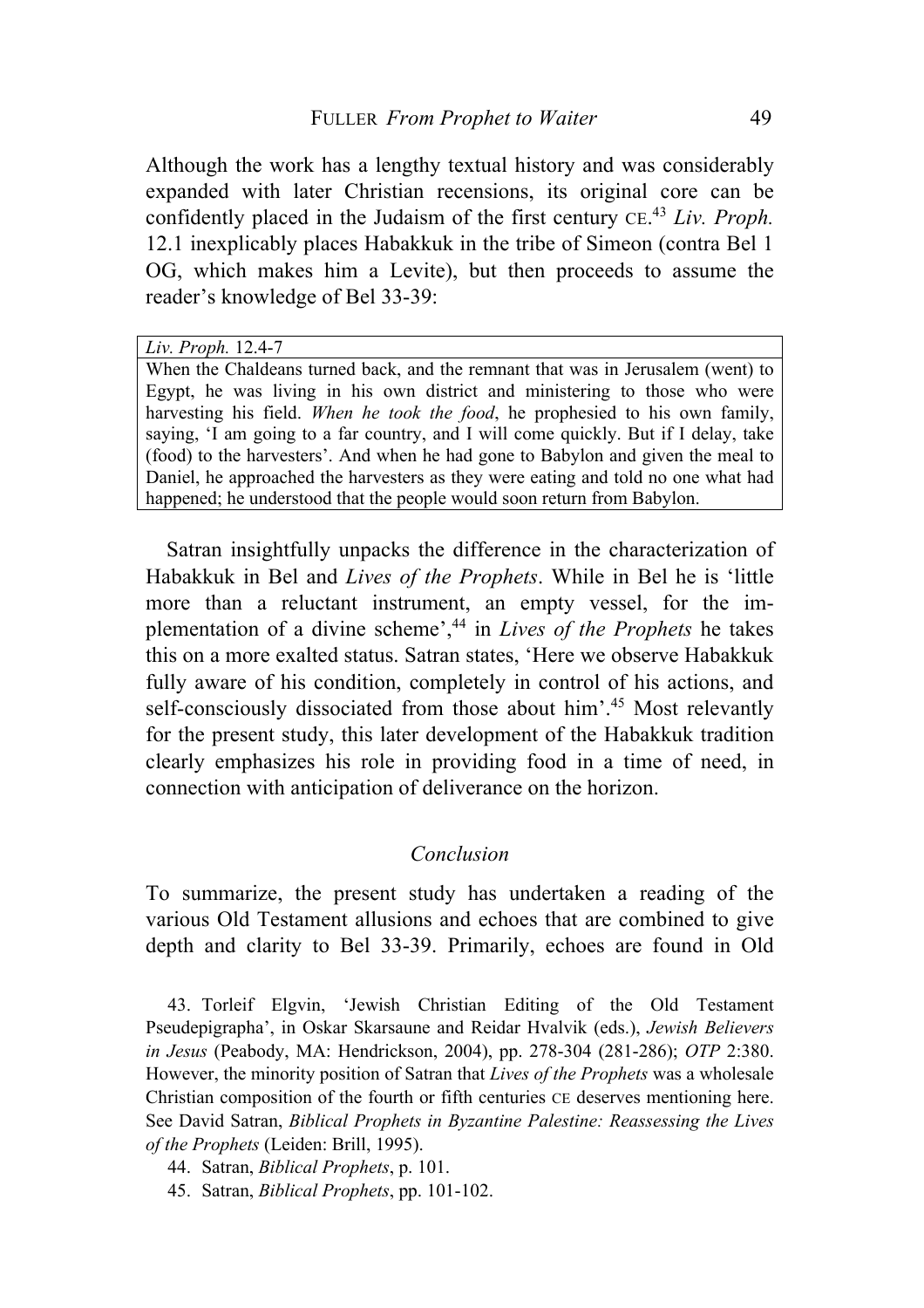Although the work has a lengthy textual history and was considerably expanded with later Christian recensions, its original core can be confidently placed in the Judaism of the first century CE.[43] *Liv. Proph.* 12.1 inexplicably places Habakkuk in the tribe of Simeon (contra Bel 1 OG, which makes him a Levite), but then proceeds to assume the reader's knowledge of Bel 33-39:

| *Liv. Proph.* 12.4-7 |
|---|
| When the Chaldeans turned back, and the remnant that was in Jerusalem (went) to Egypt, he was living in his own district and ministering to those who were harvesting his field. *When he took the food*, he prophesied to his own family, saying, 'I am going to a far country, and I will come quickly. But if I delay, take (food) to the harvesters'. And when he had gone to Babylon and given the meal to Daniel, he approached the harvesters as they were eating and told no one what had happened; he understood that the people would soon return from Babylon. |

Satran insightfully unpacks the difference in the characterization of Habakkuk in Bel and *Lives of the Prophets*. While in Bel he is 'little more than a reluctant instrument, an empty vessel, for the implementation of a divine scheme',[44] in *Lives of the Prophets* he takes this on a more exalted status. Satran states, 'Here we observe Habakkuk fully aware of his condition, completely in control of his actions, and self-consciously dissociated from those about him'.[45] Most relevantly for the present study, this later development of the Habakkuk tradition clearly emphasizes his role in providing food in a time of need, in connection with anticipation of deliverance on the horizon.

## *Conclusion*

To summarize, the present study has undertaken a reading of the various Old Testament allusions and echoes that are combined to give depth and clarity to Bel 33-39. Primarily, echoes are found in Old

43. Torleif Elgvin, 'Jewish Christian Editing of the Old Testament Pseudepigrapha', in Oskar Skarsaune and Reidar Hvalvik (eds.), *Jewish Believers in Jesus* (Peabody, MA: Hendrickson, 2004), pp. 278-304 (281-286); *OTP* 2:380. However, the minority position of Satran that *Lives of the Prophets* was a wholesale Christian composition of the fourth or fifth centuries CE deserves mentioning here. See David Satran, *Biblical Prophets in Byzantine Palestine: Reassessing the Lives of the Prophets* (Leiden: Brill, 1995).

44. Satran, *Biblical Prophets*, p. 101.

45. Satran, *Biblical Prophets*, pp. 101-102.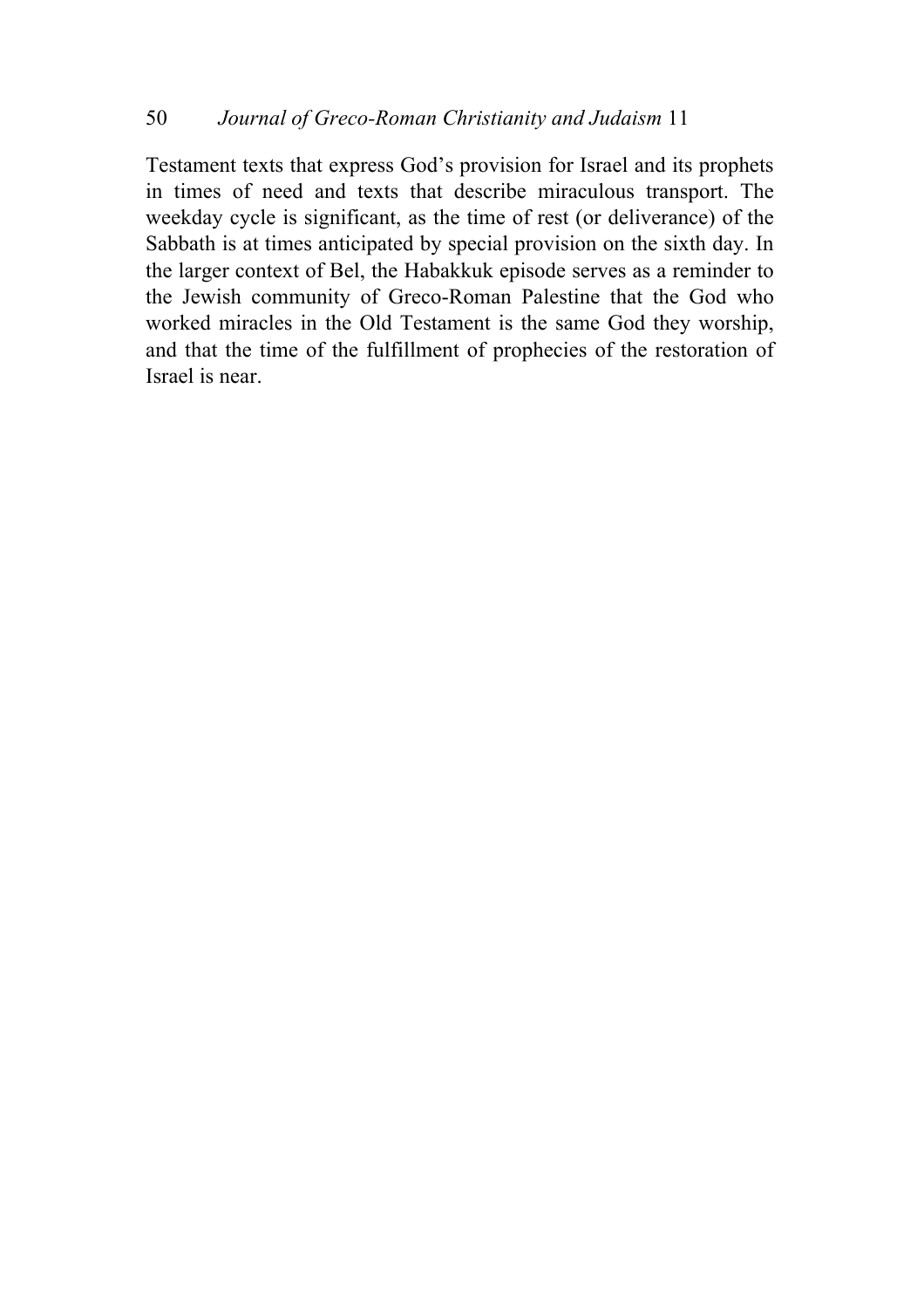Testament texts that express God's provision for Israel and its prophets in times of need and texts that describe miraculous transport. The weekday cycle is significant, as the time of rest (or deliverance) of the Sabbath is at times anticipated by special provision on the sixth day. In the larger context of Bel, the Habakkuk episode serves as a reminder to the Jewish community of Greco-Roman Palestine that the God who worked miracles in the Old Testament is the same God they worship, and that the time of the fulfillment of prophecies of the restoration of Israel is near.